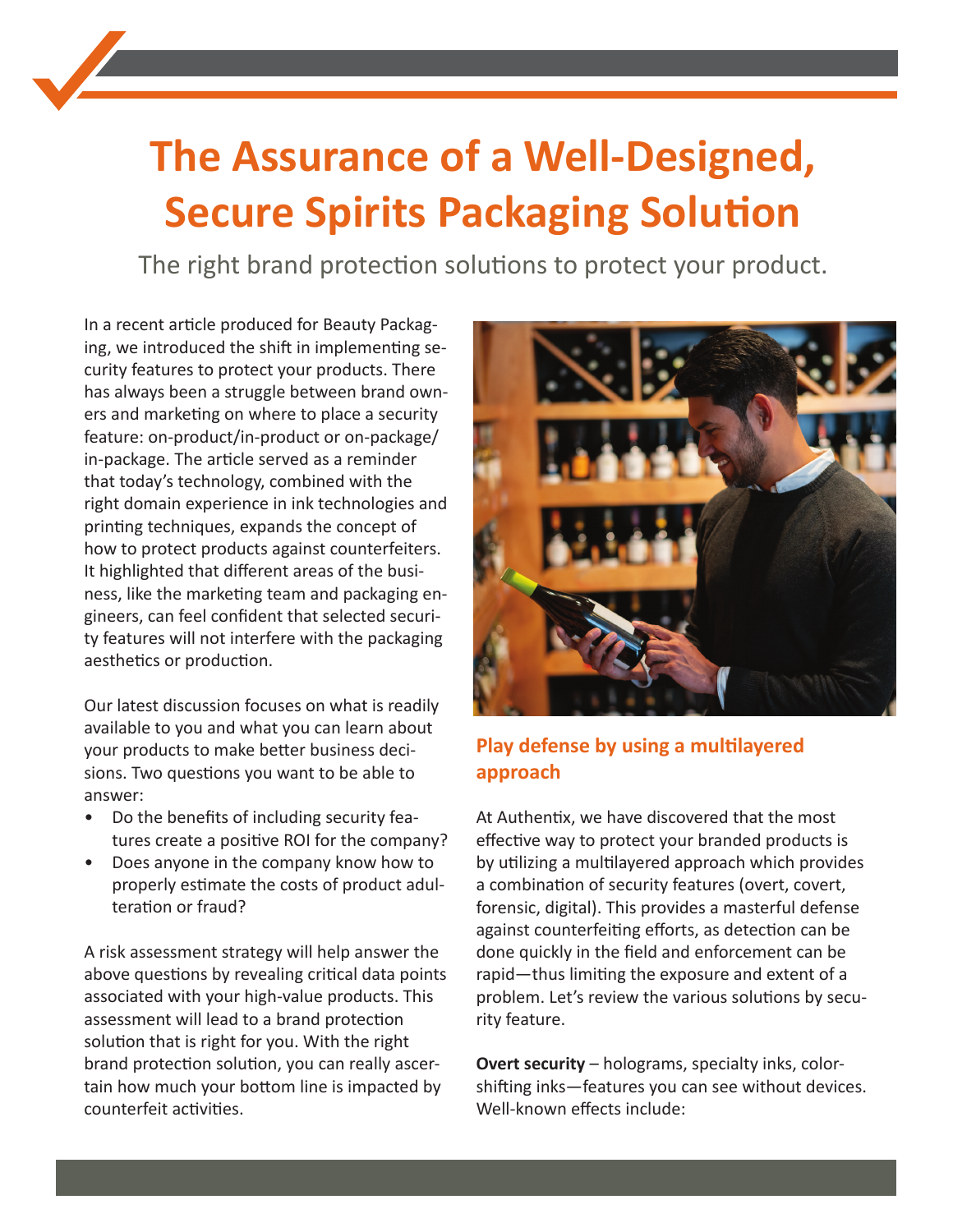# The Assurance of a Well-Designed, Secure Spirits Packaging Solution

The right brand protection solutions to protect your product.

In a recent article produced for Beauty Packaging, we introduced the shift in implementing security features to protect your products. There has always been a struggle between brand owners and marketing on where to place a security feature: on-product/in-product or on-package/in-package. The article served as a reminder that today's technology, combined with the right domain experience in ink technologies and printing techniques, expands the concept of how to protect products against counterfeiters. It highlighted that different areas of the business, like the marketing team and packaging engineers, can feel confident that selected security features will not interfere with the packaging aesthetics or production.

Our latest discussion focuses on what is readily available to you and what you can learn about your products to make better business decisions. Two questions you want to be able to answer:

- Do the benefits of including security features create a positive ROI for the company?
- Does anyone in the company know how to properly estimate the costs of product adulteration or fraud?

A risk assessment strategy will help answer the above questions by revealing critical data points associated with your high-value products. This assessment will lead to a brand protection solution that is right for you. With the right brand protection solution, you can really ascertain how much your bottom line is impacted by counterfeit activities.

## Play defense by using a multilayered approach

At Authentix, we have discovered that the most effective way to protect your branded products is by utilizing a multilayered approach which provides a combination of security features (overt, covert, forensic, digital). This provides a masterful defense against counterfeiting efforts, as detection can be done quickly in the field and enforcement can be rapid—thus limiting the exposure and extent of a problem. Let's review the various solutions by security feature.

**Overt security** – holograms, specialty inks, color-shifting inks—features you can see without devices. Well-known effects include: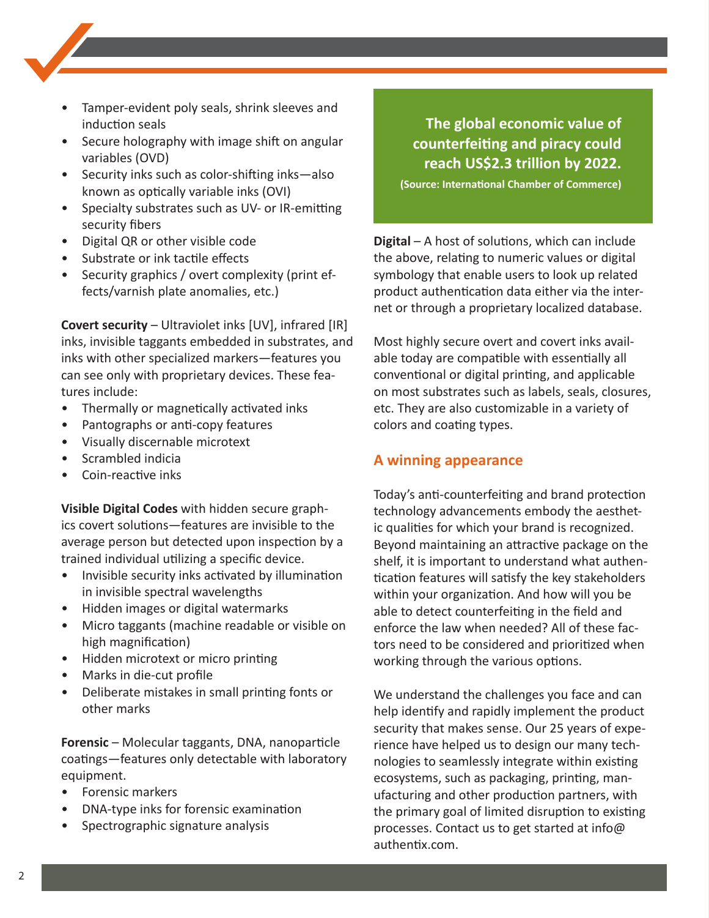- Tamper-evident poly seals, shrink sleeves and induction seals
- Secure holography with image shift on angular variables (OVD)
- Security inks such as color-shifting inks—also known as optically variable inks (OVI)
- Specialty substrates such as UV- or IR-emitting security fibers
- Digital QR or other visible code
- Substrate or ink tactile effects
- Security graphics / overt complexity (print effects/varnish plate anomalies, etc.)

**Covert security** – Ultraviolet inks [UV], infrared [IR] inks, invisible taggants embedded in substrates, and inks with other specialized markers—features you can see only with proprietary devices. These features include:

- Thermally or magnetically activated inks
- Pantographs or anti-copy features
- Visually discernable microtext
- Scrambled indicia
- Coin-reactive inks

**Visible Digital Codes** with hidden secure graphics covert solutions—features are invisible to the average person but detected upon inspection by a trained individual utilizing a specific device.

- Invisible security inks activated by illumination in invisible spectral wavelengths
- Hidden images or digital watermarks
- Micro taggants (machine readable or visible on high magnification)
- Hidden microtext or micro printing
- Marks in die-cut profile
- Deliberate mistakes in small printing fonts or other marks

**Forensic** – Molecular taggants, DNA, nanoparticle coatings—features only detectable with laboratory equipment.

- Forensic markers
- DNA-type inks for forensic examination
- Spectrographic signature analysis

**The global economic value of counterfeiting and piracy could reach US$2.3 trillion by 2022.**

**(Source: International Chamber of Commerce)**

**Digital** – A host of solutions, which can include the above, relating to numeric values or digital symbology that enable users to look up related product authentication data either via the internet or through a proprietary localized database.

Most highly secure overt and covert inks available today are compatible with essentially all conventional or digital printing, and applicable on most substrates such as labels, seals, closures, etc. They are also customizable in a variety of colors and coating types.

## A winning appearance

Today's anti-counterfeiting and brand protection technology advancements embody the aesthetic qualities for which your brand is recognized. Beyond maintaining an attractive package on the shelf, it is important to understand what authentication features will satisfy the key stakeholders within your organization. And how will you be able to detect counterfeiting in the field and enforce the law when needed? All of these factors need to be considered and prioritized when working through the various options.

We understand the challenges you face and can help identify and rapidly implement the product security that makes sense. Our 25 years of experience have helped us to design our many technologies to seamlessly integrate within existing ecosystems, such as packaging, printing, manufacturing and other production partners, with the primary goal of limited disruption to existing processes. Contact us to get started at info@authentix.com.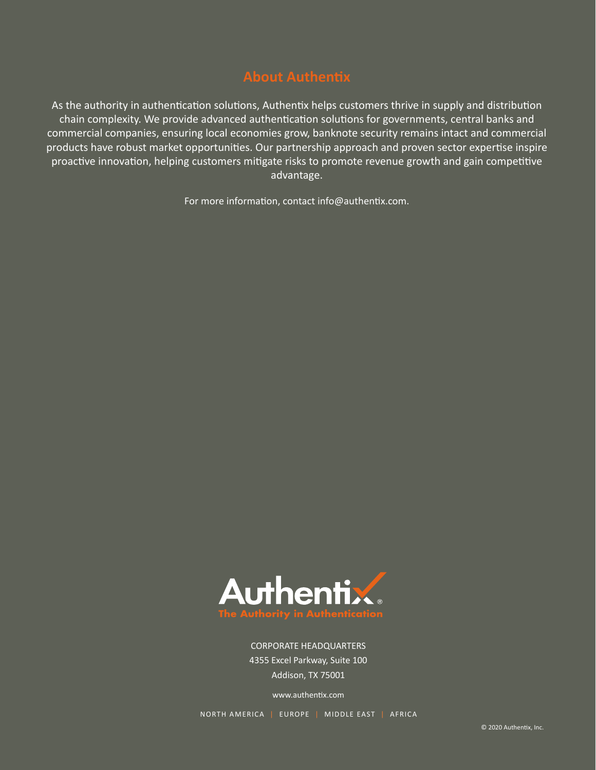## About Authentix

As the authority in authentication solutions, Authentix helps customers thrive in supply and distribution chain complexity. We provide advanced authentication solutions for governments, central banks and commercial companies, ensuring local economies grow, banknote security remains intact and commercial products have robust market opportunities. Our partnership approach and proven sector expertise inspire proactive innovation, helping customers mitigate risks to promote revenue growth and gain competitive advantage.

For more information, contact info@authentix.com.

Authentix®
The Authority in Authentication

CORPORATE HEADQUARTERS
4355 Excel Parkway, Suite 100
Addison, TX 75001

www.authentix.com

NORTH AMERICA | EUROPE | MIDDLE EAST | AFRICA

© 2020 Authentix, Inc.